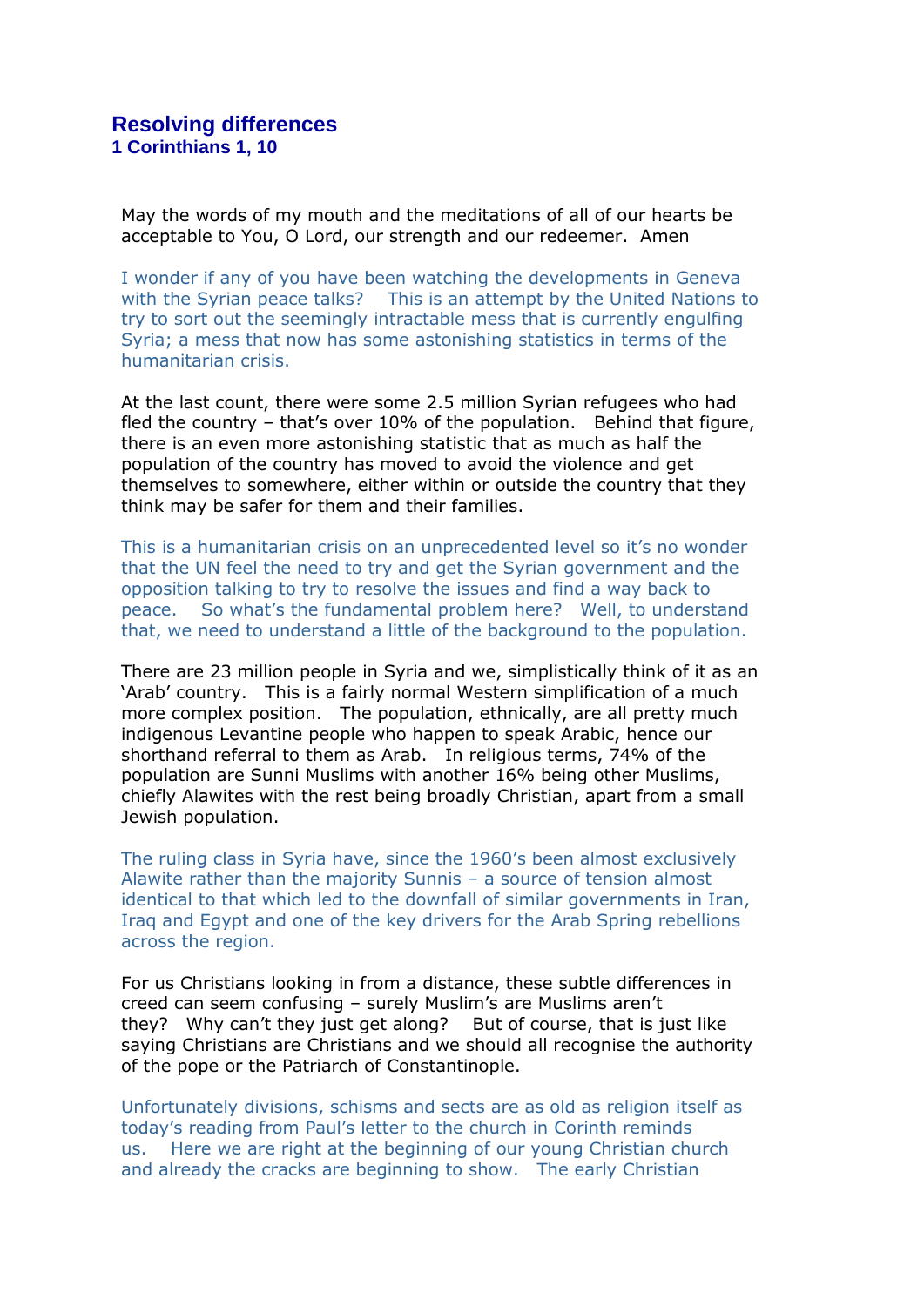# Resolving differences
### 1 Corinthians 1, 10

May the words of my mouth and the meditations of all of our hearts be acceptable to You, O Lord, our strength and our redeemer. Amen

I wonder if any of you have been watching the developments in Geneva with the Syrian peace talks? This is an attempt by the United Nations to try to sort out the seemingly intractable mess that is currently engulfing Syria; a mess that now has some astonishing statistics in terms of the humanitarian crisis.

At the last count, there were some 2.5 million Syrian refugees who had fled the country – that's over 10% of the population. Behind that figure, there is an even more astonishing statistic that as much as half the population of the country has moved to avoid the violence and get themselves to somewhere, either within or outside the country that they think may be safer for them and their families.

This is a humanitarian crisis on an unprecedented level so it's no wonder that the UN feel the need to try and get the Syrian government and the opposition talking to try to resolve the issues and find a way back to peace. So what's the fundamental problem here? Well, to understand that, we need to understand a little of the background to the population.

There are 23 million people in Syria and we, simplistically think of it as an 'Arab' country. This is a fairly normal Western simplification of a much more complex position. The population, ethnically, are all pretty much indigenous Levantine people who happen to speak Arabic, hence our shorthand referral to them as Arab. In religious terms, 74% of the population are Sunni Muslims with another 16% being other Muslims, chiefly Alawites with the rest being broadly Christian, apart from a small Jewish population.

The ruling class in Syria have, since the 1960's been almost exclusively Alawite rather than the majority Sunnis – a source of tension almost identical to that which led to the downfall of similar governments in Iran, Iraq and Egypt and one of the key drivers for the Arab Spring rebellions across the region.

For us Christians looking in from a distance, these subtle differences in creed can seem confusing – surely Muslim's are Muslims aren't they? Why can't they just get along? But of course, that is just like saying Christians are Christians and we should all recognise the authority of the pope or the Patriarch of Constantinople.

Unfortunately divisions, schisms and sects are as old as religion itself as today's reading from Paul's letter to the church in Corinth reminds us. Here we are right at the beginning of our young Christian church and already the cracks are beginning to show. The early Christian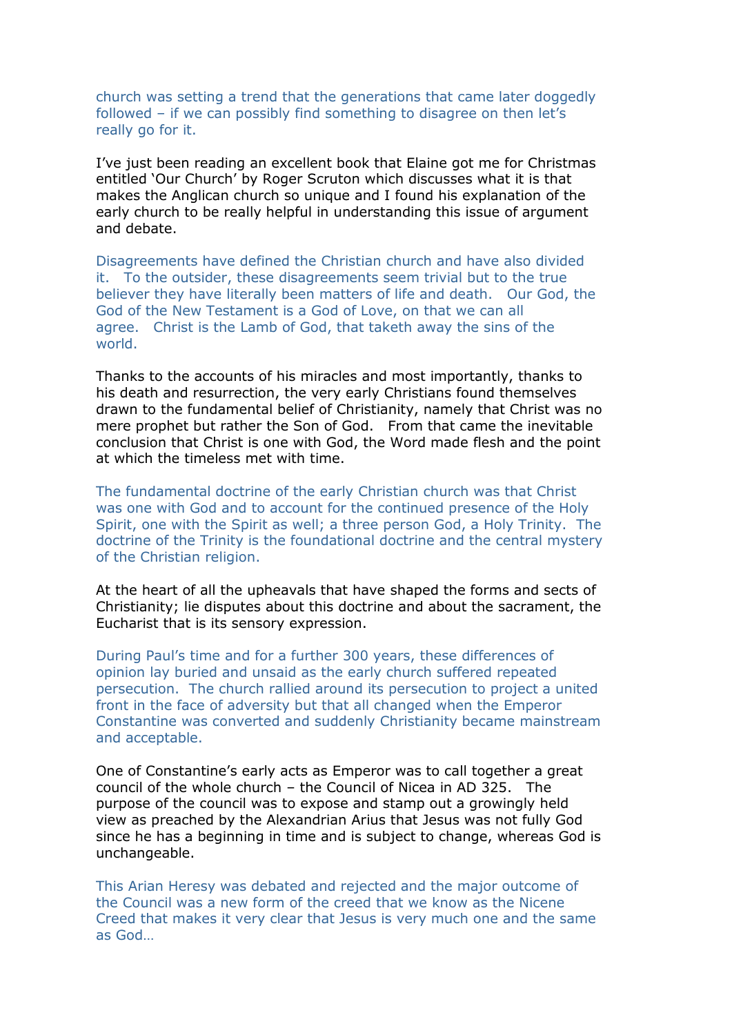church was setting a trend that the generations that came later doggedly followed – if we can possibly find something to disagree on then let's really go for it.

I've just been reading an excellent book that Elaine got me for Christmas entitled 'Our Church' by Roger Scruton which discusses what it is that makes the Anglican church so unique and I found his explanation of the early church to be really helpful in understanding this issue of argument and debate.

Disagreements have defined the Christian church and have also divided it. To the outsider, these disagreements seem trivial but to the true believer they have literally been matters of life and death. Our God, the God of the New Testament is a God of Love, on that we can all agree. Christ is the Lamb of God, that taketh away the sins of the world.

Thanks to the accounts of his miracles and most importantly, thanks to his death and resurrection, the very early Christians found themselves drawn to the fundamental belief of Christianity, namely that Christ was no mere prophet but rather the Son of God. From that came the inevitable conclusion that Christ is one with God, the Word made flesh and the point at which the timeless met with time.

The fundamental doctrine of the early Christian church was that Christ was one with God and to account for the continued presence of the Holy Spirit, one with the Spirit as well; a three person God, a Holy Trinity. The doctrine of the Trinity is the foundational doctrine and the central mystery of the Christian religion.

At the heart of all the upheavals that have shaped the forms and sects of Christianity; lie disputes about this doctrine and about the sacrament, the Eucharist that is its sensory expression.

During Paul's time and for a further 300 years, these differences of opinion lay buried and unsaid as the early church suffered repeated persecution. The church rallied around its persecution to project a united front in the face of adversity but that all changed when the Emperor Constantine was converted and suddenly Christianity became mainstream and acceptable.

One of Constantine's early acts as Emperor was to call together a great council of the whole church – the Council of Nicea in AD 325. The purpose of the council was to expose and stamp out a growingly held view as preached by the Alexandrian Arius that Jesus was not fully God since he has a beginning in time and is subject to change, whereas God is unchangeable.

This Arian Heresy was debated and rejected and the major outcome of the Council was a new form of the creed that we know as the Nicene Creed that makes it very clear that Jesus is very much one and the same as God…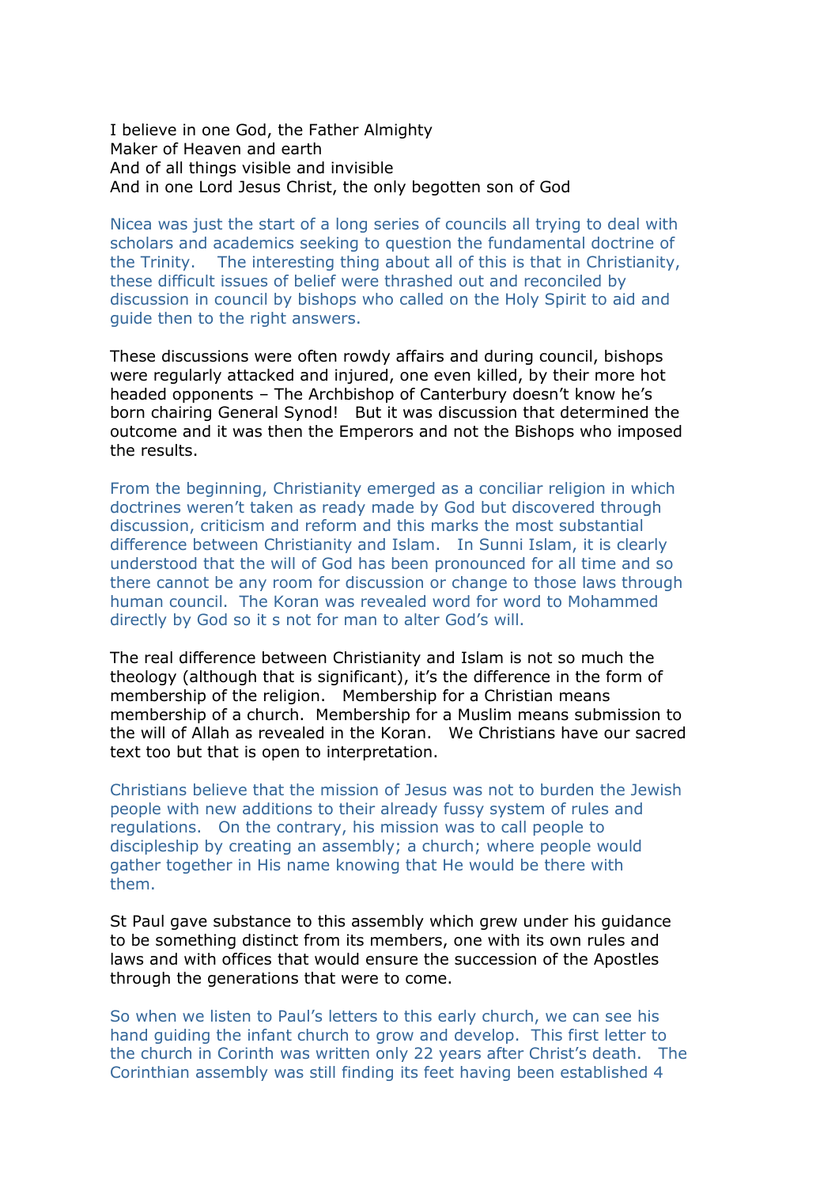I believe in one God, the Father Almighty
Maker of Heaven and earth
And of all things visible and invisible
And in one Lord Jesus Christ, the only begotten son of God

Nicea was just the start of a long series of councils all trying to deal with scholars and academics seeking to question the fundamental doctrine of the Trinity. The interesting thing about all of this is that in Christianity, these difficult issues of belief were thrashed out and reconciled by discussion in council by bishops who called on the Holy Spirit to aid and guide then to the right answers.

These discussions were often rowdy affairs and during council, bishops were regularly attacked and injured, one even killed, by their more hot headed opponents – The Archbishop of Canterbury doesn't know he's born chairing General Synod! But it was discussion that determined the outcome and it was then the Emperors and not the Bishops who imposed the results.

From the beginning, Christianity emerged as a conciliar religion in which doctrines weren't taken as ready made by God but discovered through discussion, criticism and reform and this marks the most substantial difference between Christianity and Islam. In Sunni Islam, it is clearly understood that the will of God has been pronounced for all time and so there cannot be any room for discussion or change to those laws through human council. The Koran was revealed word for word to Mohammed directly by God so it s not for man to alter God's will.

The real difference between Christianity and Islam is not so much the theology (although that is significant), it's the difference in the form of membership of the religion. Membership for a Christian means membership of a church. Membership for a Muslim means submission to the will of Allah as revealed in the Koran. We Christians have our sacred text too but that is open to interpretation.

Christians believe that the mission of Jesus was not to burden the Jewish people with new additions to their already fussy system of rules and regulations. On the contrary, his mission was to call people to discipleship by creating an assembly; a church; where people would gather together in His name knowing that He would be there with them.

St Paul gave substance to this assembly which grew under his guidance to be something distinct from its members, one with its own rules and laws and with offices that would ensure the succession of the Apostles through the generations that were to come.

So when we listen to Paul's letters to this early church, we can see his hand guiding the infant church to grow and develop. This first letter to the church in Corinth was written only 22 years after Christ's death. The Corinthian assembly was still finding its feet having been established 4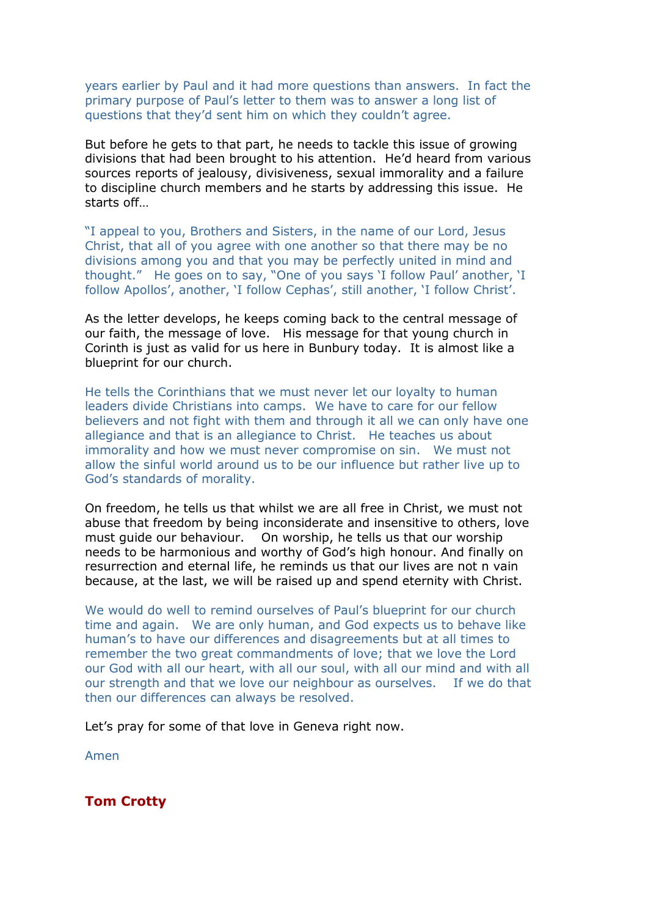years earlier by Paul and it had more questions than answers. In fact the primary purpose of Paul's letter to them was to answer a long list of questions that they'd sent him on which they couldn't agree.

But before he gets to that part, he needs to tackle this issue of growing divisions that had been brought to his attention. He'd heard from various sources reports of jealousy, divisiveness, sexual immorality and a failure to discipline church members and he starts by addressing this issue. He starts off…

"I appeal to you, Brothers and Sisters, in the name of our Lord, Jesus Christ, that all of you agree with one another so that there may be no divisions among you and that you may be perfectly united in mind and thought." He goes on to say, "One of you says 'I follow Paul' another, 'I follow Apollos', another, 'I follow Cephas', still another, 'I follow Christ'.

As the letter develops, he keeps coming back to the central message of our faith, the message of love. His message for that young church in Corinth is just as valid for us here in Bunbury today. It is almost like a blueprint for our church.

He tells the Corinthians that we must never let our loyalty to human leaders divide Christians into camps. We have to care for our fellow believers and not fight with them and through it all we can only have one allegiance and that is an allegiance to Christ. He teaches us about immorality and how we must never compromise on sin. We must not allow the sinful world around us to be our influence but rather live up to God's standards of morality.

On freedom, he tells us that whilst we are all free in Christ, we must not abuse that freedom by being inconsiderate and insensitive to others, love must guide our behaviour. On worship, he tells us that our worship needs to be harmonious and worthy of God's high honour. And finally on resurrection and eternal life, he reminds us that our lives are not n vain because, at the last, we will be raised up and spend eternity with Christ.

We would do well to remind ourselves of Paul's blueprint for our church time and again. We are only human, and God expects us to behave like human's to have our differences and disagreements but at all times to remember the two great commandments of love; that we love the Lord our God with all our heart, with all our soul, with all our mind and with all our strength and that we love our neighbour as ourselves. If we do that then our differences can always be resolved.

Let's pray for some of that love in Geneva right now.

Amen

**Tom Crotty**